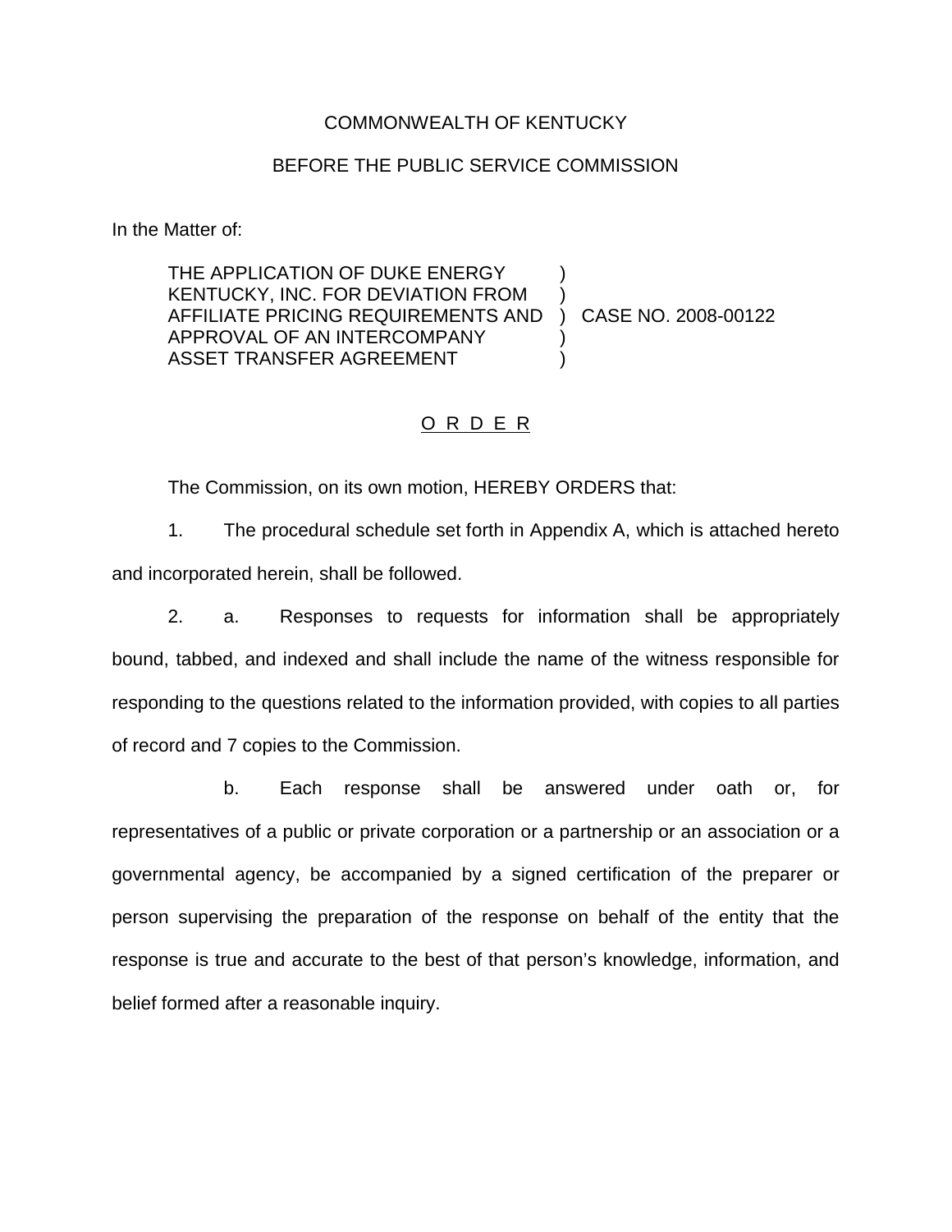COMMONWEALTH OF KENTUCKY

BEFORE THE PUBLIC SERVICE COMMISSION

In the Matter of:

THE APPLICATION OF DUKE ENERGY KENTUCKY, INC. FOR DEVIATION FROM AFFILIATE PRICING REQUIREMENTS AND APPROVAL OF AN INTERCOMPANY ASSET TRANSFER AGREEMENT ) CASE NO. 2008-00122

O R D E R

The Commission, on its own motion, HEREBY ORDERS that:

1. The procedural schedule set forth in Appendix A, which is attached hereto and incorporated herein, shall be followed.

2. a. Responses to requests for information shall be appropriately bound, tabbed, and indexed and shall include the name of the witness responsible for responding to the questions related to the information provided, with copies to all parties of record and 7 copies to the Commission.

b. Each response shall be answered under oath or, for representatives of a public or private corporation or a partnership or an association or a governmental agency, be accompanied by a signed certification of the preparer or person supervising the preparation of the response on behalf of the entity that the response is true and accurate to the best of that person's knowledge, information, and belief formed after a reasonable inquiry.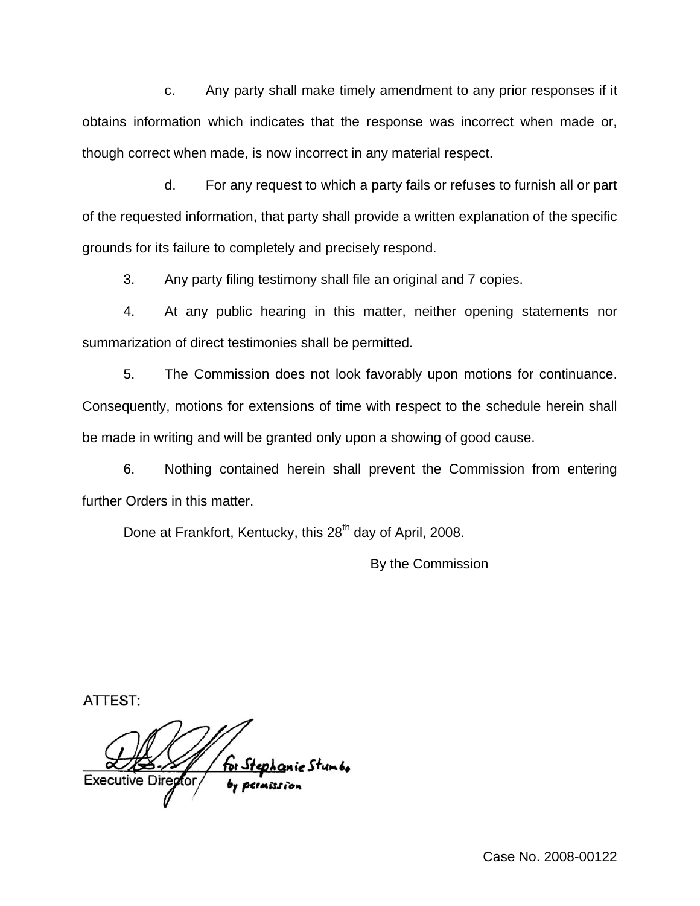c. Any party shall make timely amendment to any prior responses if it obtains information which indicates that the response was incorrect when made or, though correct when made, is now incorrect in any material respect.

d. For any request to which a party fails or refuses to furnish all or part of the requested information, that party shall provide a written explanation of the specific grounds for its failure to completely and precisely respond.

3. Any party filing testimony shall file an original and 7 copies.

4. At any public hearing in this matter, neither opening statements nor summarization of direct testimonies shall be permitted.

5. The Commission does not look favorably upon motions for continuance. Consequently, motions for extensions of time with respect to the schedule herein shall be made in writing and will be granted only upon a showing of good cause.

6. Nothing contained herein shall prevent the Commission from entering further Orders in this matter.

Done at Frankfort, Kentucky, this 28th day of April, 2008.

By the Commission

ATTEST:

for Stephanie Stumbo by permission

Executive Director

Case No. 2008-00122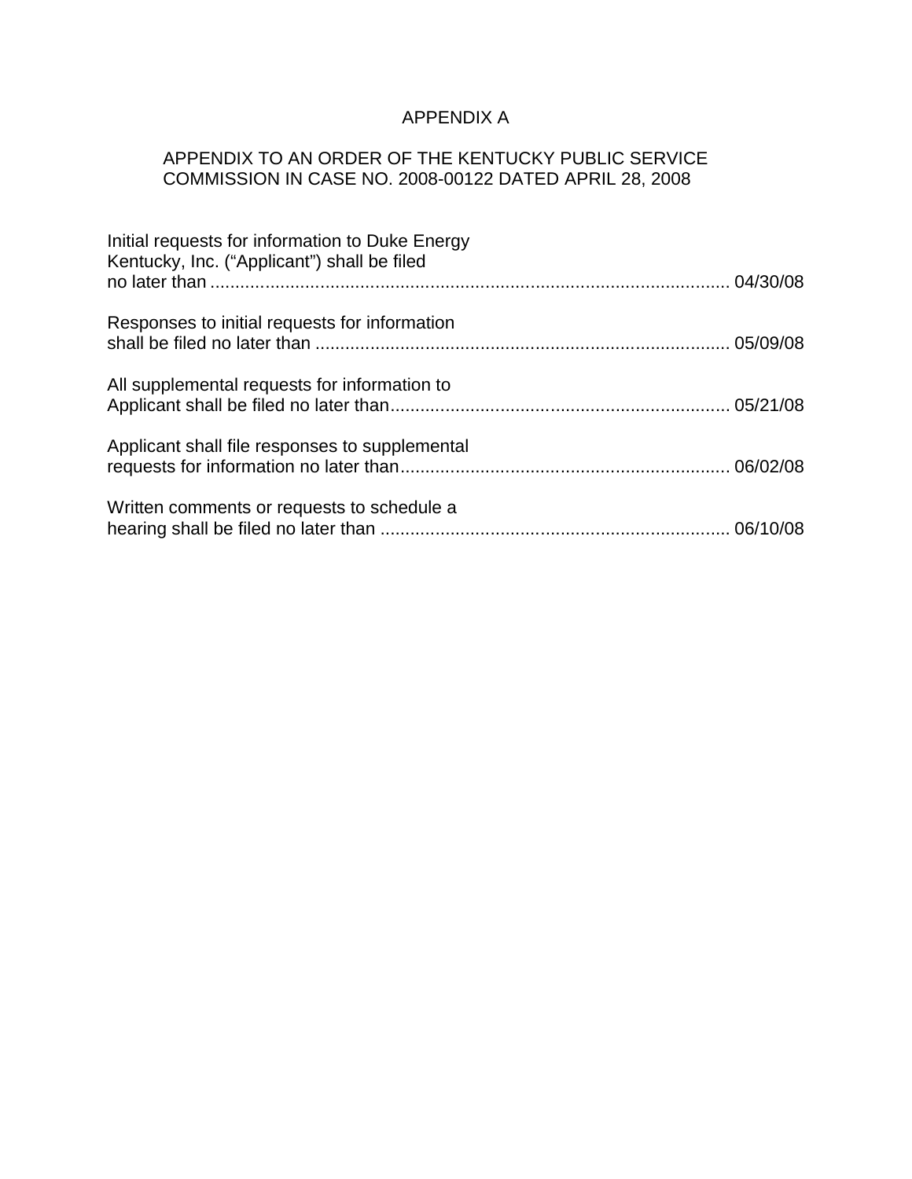APPENDIX A

APPENDIX TO AN ORDER OF THE KENTUCKY PUBLIC SERVICE COMMISSION IN CASE NO. 2008-00122 DATED APRIL 28, 2008

Initial requests for information to Duke Energy Kentucky, Inc. ("Applicant") shall be filed no later than ........................................................................................................ 04/30/08

Responses to initial requests for information shall be filed no later than .................................................................................... 05/09/08

All supplemental requests for information to Applicant shall be filed no later than.................................................................... 05/21/08

Applicant shall file responses to supplemental requests for information no later than.................................................................. 06/02/08

Written comments or requests to schedule a hearing shall be filed no later than ...................................................................... 06/10/08